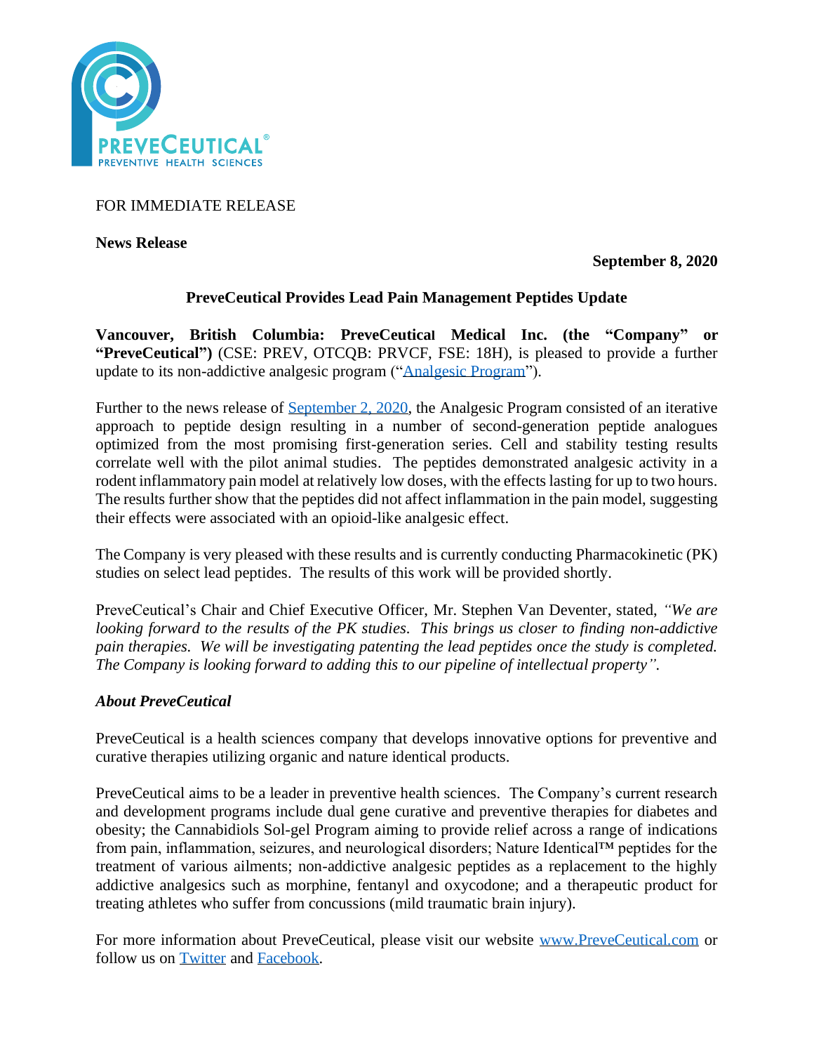FOR IMMEDIATE RELEASE

**News Release**

**September 8, 2020**

## PreveCeutical Provides Lead Pain Management Peptides Update

**Vancouver, British Columbia: PreveCeutical Medical Inc. (the "Company" or "PreveCeutical")** (CSE: PREV, OTCQB: PRVCF, FSE: 18H), is pleased to provide a further update to its non-addictive analgesic program ("Analgesic Program").

Further to the news release of September 2, 2020, the Analgesic Program consisted of an iterative approach to peptide design resulting in a number of second-generation peptide analogues optimized from the most promising first-generation series. Cell and stability testing results correlate well with the pilot animal studies. The peptides demonstrated analgesic activity in a rodent inflammatory pain model at relatively low doses, with the effects lasting for up to two hours. The results further show that the peptides did not affect inflammation in the pain model, suggesting their effects were associated with an opioid-like analgesic effect.

The Company is very pleased with these results and is currently conducting Pharmacokinetic (PK) studies on select lead peptides. The results of this work will be provided shortly.

PreveCeutical's Chair and Chief Executive Officer, Mr. Stephen Van Deventer, stated, *"We are looking forward to the results of the PK studies. This brings us closer to finding non-addictive pain therapies. We will be investigating patenting the lead peptides once the study is completed. The Company is looking forward to adding this to our pipeline of intellectual property".*

### *About PreveCeutical*

PreveCeutical is a health sciences company that develops innovative options for preventive and curative therapies utilizing organic and nature identical products.

PreveCeutical aims to be a leader in preventive health sciences. The Company's current research and development programs include dual gene curative and preventive therapies for diabetes and obesity; the Cannabidiols Sol-gel Program aiming to provide relief across a range of indications from pain, inflammation, seizures, and neurological disorders; Nature Identical™ peptides for the treatment of various ailments; non-addictive analgesic peptides as a replacement to the highly addictive analgesics such as morphine, fentanyl and oxycodone; and a therapeutic product for treating athletes who suffer from concussions (mild traumatic brain injury).

For more information about PreveCeutical, please visit our website www.PreveCeutical.com or follow us on Twitter and Facebook.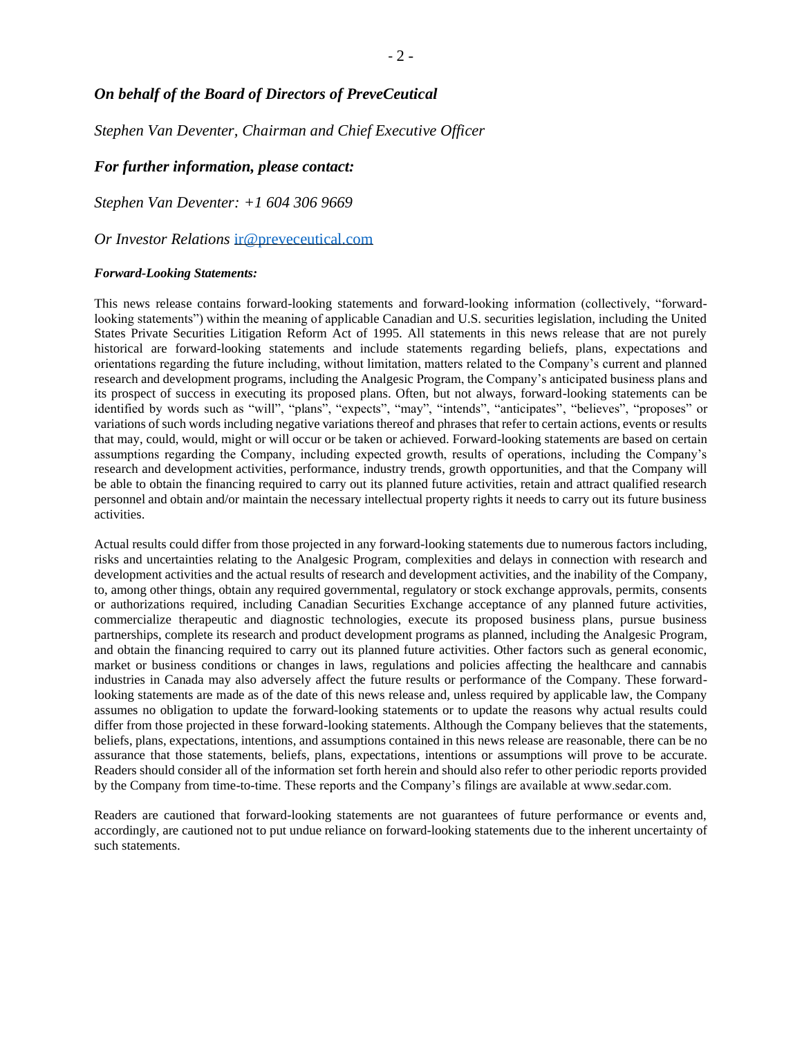***On behalf of the Board of Directors of PreveCeutical***

*Stephen Van Deventer, Chairman and Chief Executive Officer*

***For further information, please contact:***

*Stephen Van Deventer: +1 604 306 9669*

*Or Investor Relations* ir@preveceutical.com

***Forward-Looking Statements:***

This news release contains forward-looking statements and forward-looking information (collectively, "forward-looking statements") within the meaning of applicable Canadian and U.S. securities legislation, including the United States Private Securities Litigation Reform Act of 1995. All statements in this news release that are not purely historical are forward-looking statements and include statements regarding beliefs, plans, expectations and orientations regarding the future including, without limitation, matters related to the Company's current and planned research and development programs, including the Analgesic Program, the Company's anticipated business plans and its prospect of success in executing its proposed plans. Often, but not always, forward-looking statements can be identified by words such as "will", "plans", "expects", "may", "intends", "anticipates", "believes", "proposes" or variations of such words including negative variations thereof and phrases that refer to certain actions, events or results that may, could, would, might or will occur or be taken or achieved. Forward-looking statements are based on certain assumptions regarding the Company, including expected growth, results of operations, including the Company's research and development activities, performance, industry trends, growth opportunities, and that the Company will be able to obtain the financing required to carry out its planned future activities, retain and attract qualified research personnel and obtain and/or maintain the necessary intellectual property rights it needs to carry out its future business activities.

Actual results could differ from those projected in any forward-looking statements due to numerous factors including, risks and uncertainties relating to the Analgesic Program, complexities and delays in connection with research and development activities and the actual results of research and development activities, and the inability of the Company, to, among other things, obtain any required governmental, regulatory or stock exchange approvals, permits, consents or authorizations required, including Canadian Securities Exchange acceptance of any planned future activities, commercialize therapeutic and diagnostic technologies, execute its proposed business plans, pursue business partnerships, complete its research and product development programs as planned, including the Analgesic Program, and obtain the financing required to carry out its planned future activities. Other factors such as general economic, market or business conditions or changes in laws, regulations and policies affecting the healthcare and cannabis industries in Canada may also adversely affect the future results or performance of the Company. These forward-looking statements are made as of the date of this news release and, unless required by applicable law, the Company assumes no obligation to update the forward-looking statements or to update the reasons why actual results could differ from those projected in these forward-looking statements. Although the Company believes that the statements, beliefs, plans, expectations, intentions, and assumptions contained in this news release are reasonable, there can be no assurance that those statements, beliefs, plans, expectations, intentions or assumptions will prove to be accurate. Readers should consider all of the information set forth herein and should also refer to other periodic reports provided by the Company from time-to-time. These reports and the Company's filings are available at www.sedar.com.

Readers are cautioned that forward-looking statements are not guarantees of future performance or events and, accordingly, are cautioned not to put undue reliance on forward-looking statements due to the inherent uncertainty of such statements.